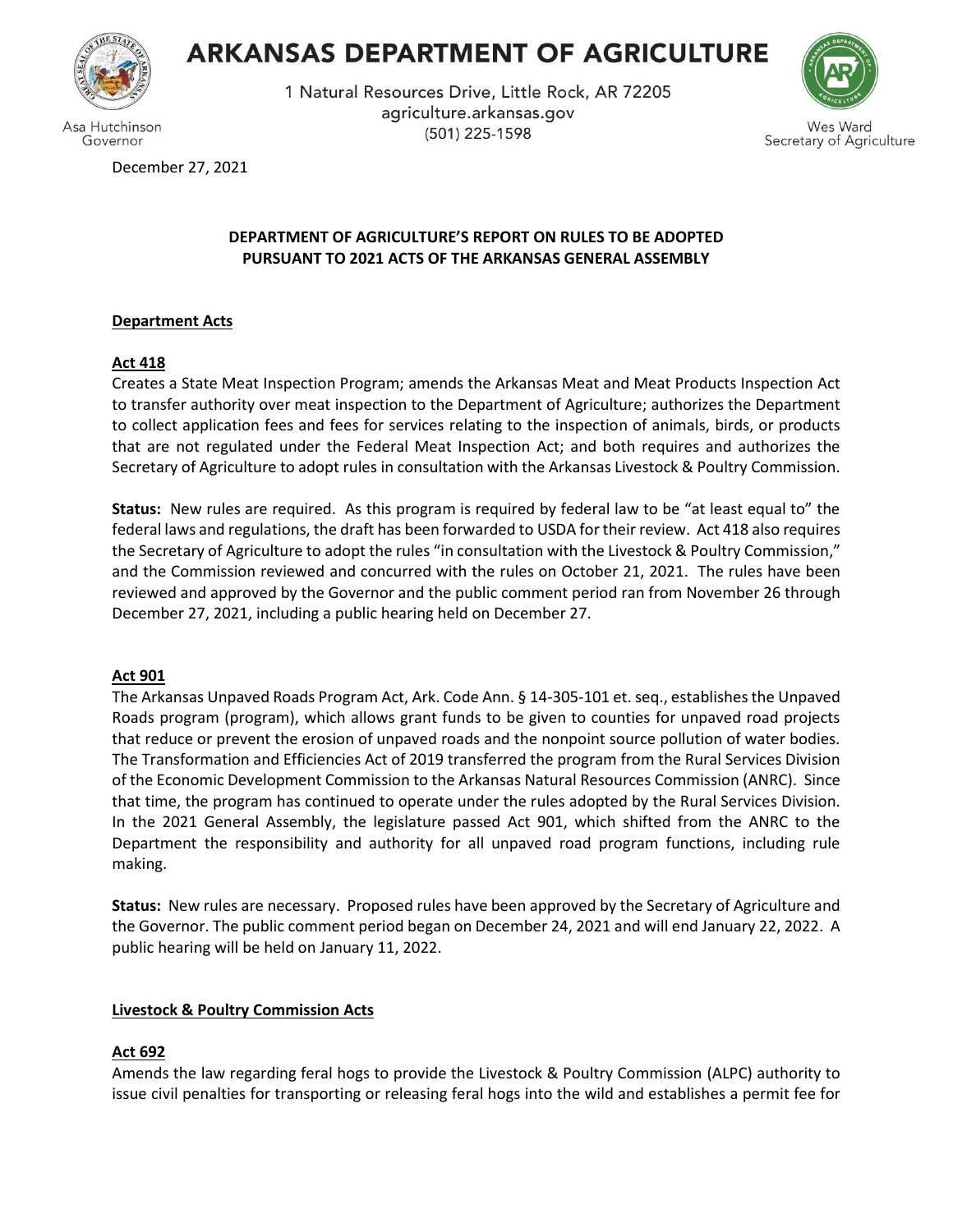# ARKANSAS DEPARTMENT OF AGRICULTURE

1 Natural Resources Drive, Little Rock, AR 72205
agriculture.arkansas.gov
(501) 225-1598

Asa Hutchinson
Governor

Wes Ward
Secretary of Agriculture

December 27, 2021

**DEPARTMENT OF AGRICULTURE'S REPORT ON RULES TO BE ADOPTED PURSUANT TO 2021 ACTS OF THE ARKANSAS GENERAL ASSEMBLY**

## Department Acts

### Act 418

Creates a State Meat Inspection Program; amends the Arkansas Meat and Meat Products Inspection Act to transfer authority over meat inspection to the Department of Agriculture; authorizes the Department to collect application fees and fees for services relating to the inspection of animals, birds, or products that are not regulated under the Federal Meat Inspection Act; and both requires and authorizes the Secretary of Agriculture to adopt rules in consultation with the Arkansas Livestock & Poultry Commission.

**Status:** New rules are required. As this program is required by federal law to be "at least equal to" the federal laws and regulations, the draft has been forwarded to USDA for their review. Act 418 also requires the Secretary of Agriculture to adopt the rules "in consultation with the Livestock & Poultry Commission," and the Commission reviewed and concurred with the rules on October 21, 2021. The rules have been reviewed and approved by the Governor and the public comment period ran from November 26 through December 27, 2021, including a public hearing held on December 27.

### Act 901

The Arkansas Unpaved Roads Program Act, Ark. Code Ann. § 14-305-101 et. seq., establishes the Unpaved Roads program (program), which allows grant funds to be given to counties for unpaved road projects that reduce or prevent the erosion of unpaved roads and the nonpoint source pollution of water bodies. The Transformation and Efficiencies Act of 2019 transferred the program from the Rural Services Division of the Economic Development Commission to the Arkansas Natural Resources Commission (ANRC). Since that time, the program has continued to operate under the rules adopted by the Rural Services Division. In the 2021 General Assembly, the legislature passed Act 901, which shifted from the ANRC to the Department the responsibility and authority for all unpaved road program functions, including rule making.

**Status:** New rules are necessary. Proposed rules have been approved by the Secretary of Agriculture and the Governor. The public comment period began on December 24, 2021 and will end January 22, 2022. A public hearing will be held on January 11, 2022.

## Livestock & Poultry Commission Acts

### Act 692

Amends the law regarding feral hogs to provide the Livestock & Poultry Commission (ALPC) authority to issue civil penalties for transporting or releasing feral hogs into the wild and establishes a permit fee for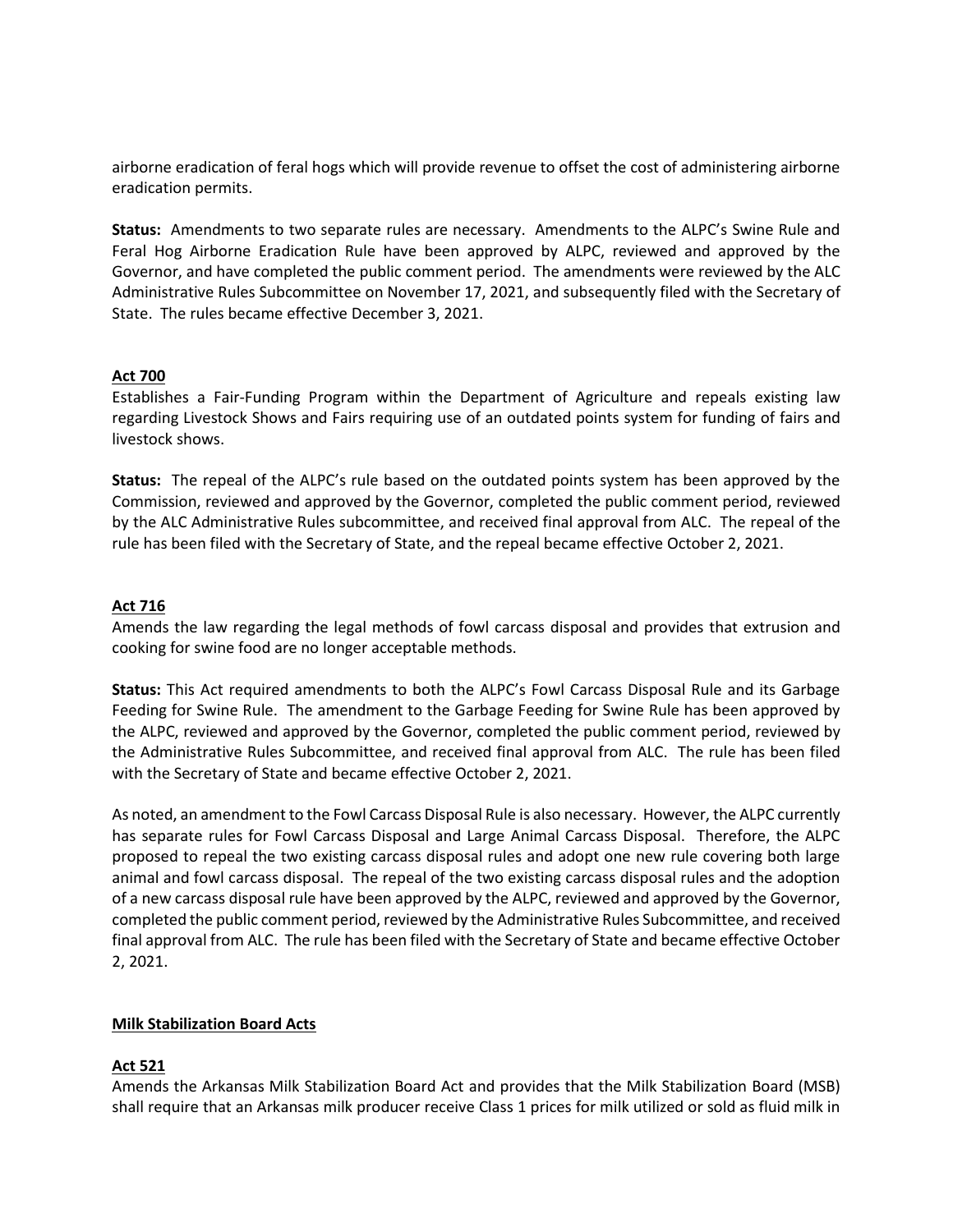airborne eradication of feral hogs which will provide revenue to offset the cost of administering airborne eradication permits.

**Status:** Amendments to two separate rules are necessary. Amendments to the ALPC's Swine Rule and Feral Hog Airborne Eradication Rule have been approved by ALPC, reviewed and approved by the Governor, and have completed the public comment period. The amendments were reviewed by the ALC Administrative Rules Subcommittee on November 17, 2021, and subsequently filed with the Secretary of State. The rules became effective December 3, 2021.

**Act 700**

Establishes a Fair-Funding Program within the Department of Agriculture and repeals existing law regarding Livestock Shows and Fairs requiring use of an outdated points system for funding of fairs and livestock shows.

**Status:** The repeal of the ALPC's rule based on the outdated points system has been approved by the Commission, reviewed and approved by the Governor, completed the public comment period, reviewed by the ALC Administrative Rules subcommittee, and received final approval from ALC. The repeal of the rule has been filed with the Secretary of State, and the repeal became effective October 2, 2021.

**Act 716**

Amends the law regarding the legal methods of fowl carcass disposal and provides that extrusion and cooking for swine food are no longer acceptable methods.

**Status:** This Act required amendments to both the ALPC's Fowl Carcass Disposal Rule and its Garbage Feeding for Swine Rule. The amendment to the Garbage Feeding for Swine Rule has been approved by the ALPC, reviewed and approved by the Governor, completed the public comment period, reviewed by the Administrative Rules Subcommittee, and received final approval from ALC. The rule has been filed with the Secretary of State and became effective October 2, 2021.

As noted, an amendment to the Fowl Carcass Disposal Rule is also necessary. However, the ALPC currently has separate rules for Fowl Carcass Disposal and Large Animal Carcass Disposal. Therefore, the ALPC proposed to repeal the two existing carcass disposal rules and adopt one new rule covering both large animal and fowl carcass disposal. The repeal of the two existing carcass disposal rules and the adoption of a new carcass disposal rule have been approved by the ALPC, reviewed and approved by the Governor, completed the public comment period, reviewed by the Administrative Rules Subcommittee, and received final approval from ALC. The rule has been filed with the Secretary of State and became effective October 2, 2021.

**Milk Stabilization Board Acts**

**Act 521**

Amends the Arkansas Milk Stabilization Board Act and provides that the Milk Stabilization Board (MSB) shall require that an Arkansas milk producer receive Class 1 prices for milk utilized or sold as fluid milk in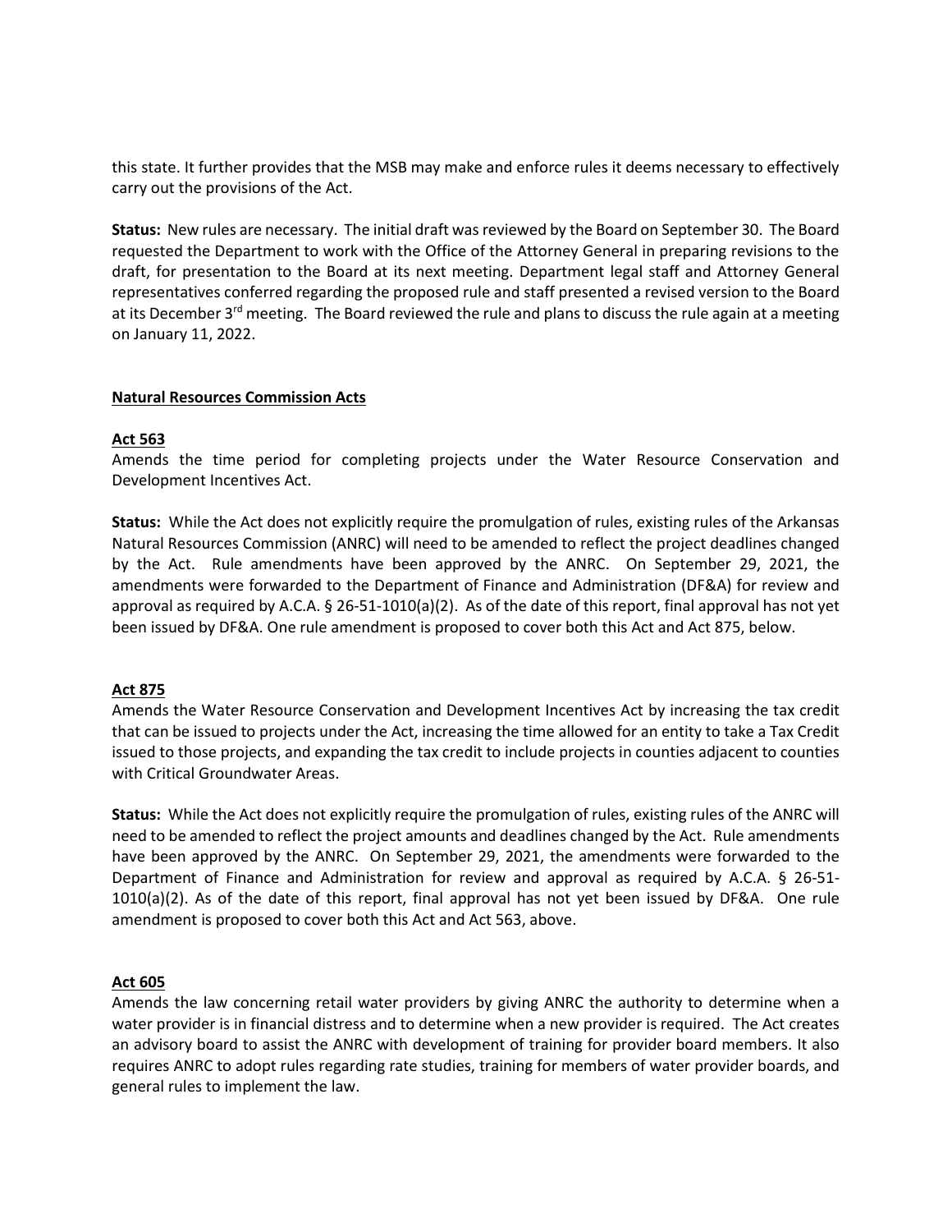this state. It further provides that the MSB may make and enforce rules it deems necessary to effectively carry out the provisions of the Act.

**Status:** New rules are necessary. The initial draft was reviewed by the Board on September 30. The Board requested the Department to work with the Office of the Attorney General in preparing revisions to the draft, for presentation to the Board at its next meeting. Department legal staff and Attorney General representatives conferred regarding the proposed rule and staff presented a revised version to the Board at its December 3rd meeting. The Board reviewed the rule and plans to discuss the rule again at a meeting on January 11, 2022.

**Natural Resources Commission Acts**

**Act 563**
Amends the time period for completing projects under the Water Resource Conservation and Development Incentives Act.

**Status:** While the Act does not explicitly require the promulgation of rules, existing rules of the Arkansas Natural Resources Commission (ANRC) will need to be amended to reflect the project deadlines changed by the Act. Rule amendments have been approved by the ANRC. On September 29, 2021, the amendments were forwarded to the Department of Finance and Administration (DF&A) for review and approval as required by A.C.A. § 26-51-1010(a)(2). As of the date of this report, final approval has not yet been issued by DF&A. One rule amendment is proposed to cover both this Act and Act 875, below.

**Act 875**
Amends the Water Resource Conservation and Development Incentives Act by increasing the tax credit that can be issued to projects under the Act, increasing the time allowed for an entity to take a Tax Credit issued to those projects, and expanding the tax credit to include projects in counties adjacent to counties with Critical Groundwater Areas.

**Status:** While the Act does not explicitly require the promulgation of rules, existing rules of the ANRC will need to be amended to reflect the project amounts and deadlines changed by the Act. Rule amendments have been approved by the ANRC. On September 29, 2021, the amendments were forwarded to the Department of Finance and Administration for review and approval as required by A.C.A. § 26-51-1010(a)(2). As of the date of this report, final approval has not yet been issued by DF&A. One rule amendment is proposed to cover both this Act and Act 563, above.

**Act 605**
Amends the law concerning retail water providers by giving ANRC the authority to determine when a water provider is in financial distress and to determine when a new provider is required. The Act creates an advisory board to assist the ANRC with development of training for provider board members. It also requires ANRC to adopt rules regarding rate studies, training for members of water provider boards, and general rules to implement the law.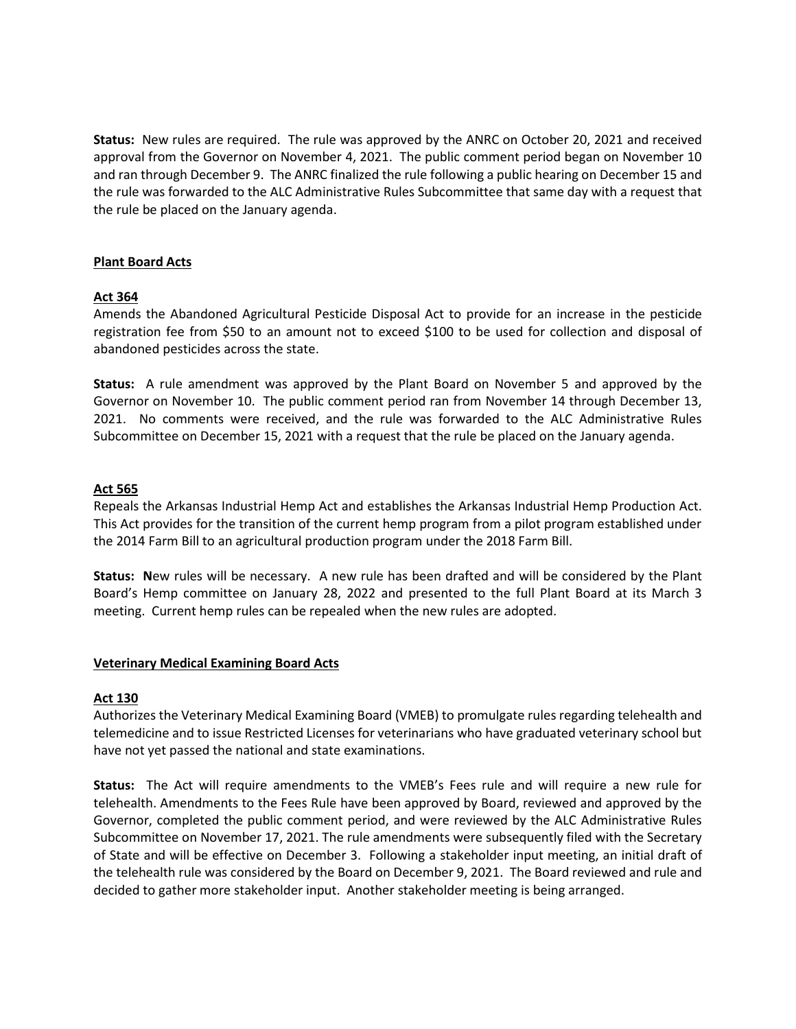**Status:** New rules are required. The rule was approved by the ANRC on October 20, 2021 and received approval from the Governor on November 4, 2021. The public comment period began on November 10 and ran through December 9. The ANRC finalized the rule following a public hearing on December 15 and the rule was forwarded to the ALC Administrative Rules Subcommittee that same day with a request that the rule be placed on the January agenda.

## Plant Board Acts

### Act 364

Amends the Abandoned Agricultural Pesticide Disposal Act to provide for an increase in the pesticide registration fee from $50 to an amount not to exceed $100 to be used for collection and disposal of abandoned pesticides across the state.

**Status:** A rule amendment was approved by the Plant Board on November 5 and approved by the Governor on November 10. The public comment period ran from November 14 through December 13, 2021. No comments were received, and the rule was forwarded to the ALC Administrative Rules Subcommittee on December 15, 2021 with a request that the rule be placed on the January agenda.

### Act 565

Repeals the Arkansas Industrial Hemp Act and establishes the Arkansas Industrial Hemp Production Act. This Act provides for the transition of the current hemp program from a pilot program established under the 2014 Farm Bill to an agricultural production program under the 2018 Farm Bill.

**Status: N**ew rules will be necessary. A new rule has been drafted and will be considered by the Plant Board's Hemp committee on January 28, 2022 and presented to the full Plant Board at its March 3 meeting. Current hemp rules can be repealed when the new rules are adopted.

## Veterinary Medical Examining Board Acts

### Act 130

Authorizes the Veterinary Medical Examining Board (VMEB) to promulgate rules regarding telehealth and telemedicine and to issue Restricted Licenses for veterinarians who have graduated veterinary school but have not yet passed the national and state examinations.

**Status:** The Act will require amendments to the VMEB's Fees rule and will require a new rule for telehealth. Amendments to the Fees Rule have been approved by Board, reviewed and approved by the Governor, completed the public comment period, and were reviewed by the ALC Administrative Rules Subcommittee on November 17, 2021. The rule amendments were subsequently filed with the Secretary of State and will be effective on December 3. Following a stakeholder input meeting, an initial draft of the telehealth rule was considered by the Board on December 9, 2021. The Board reviewed and rule and decided to gather more stakeholder input. Another stakeholder meeting is being arranged.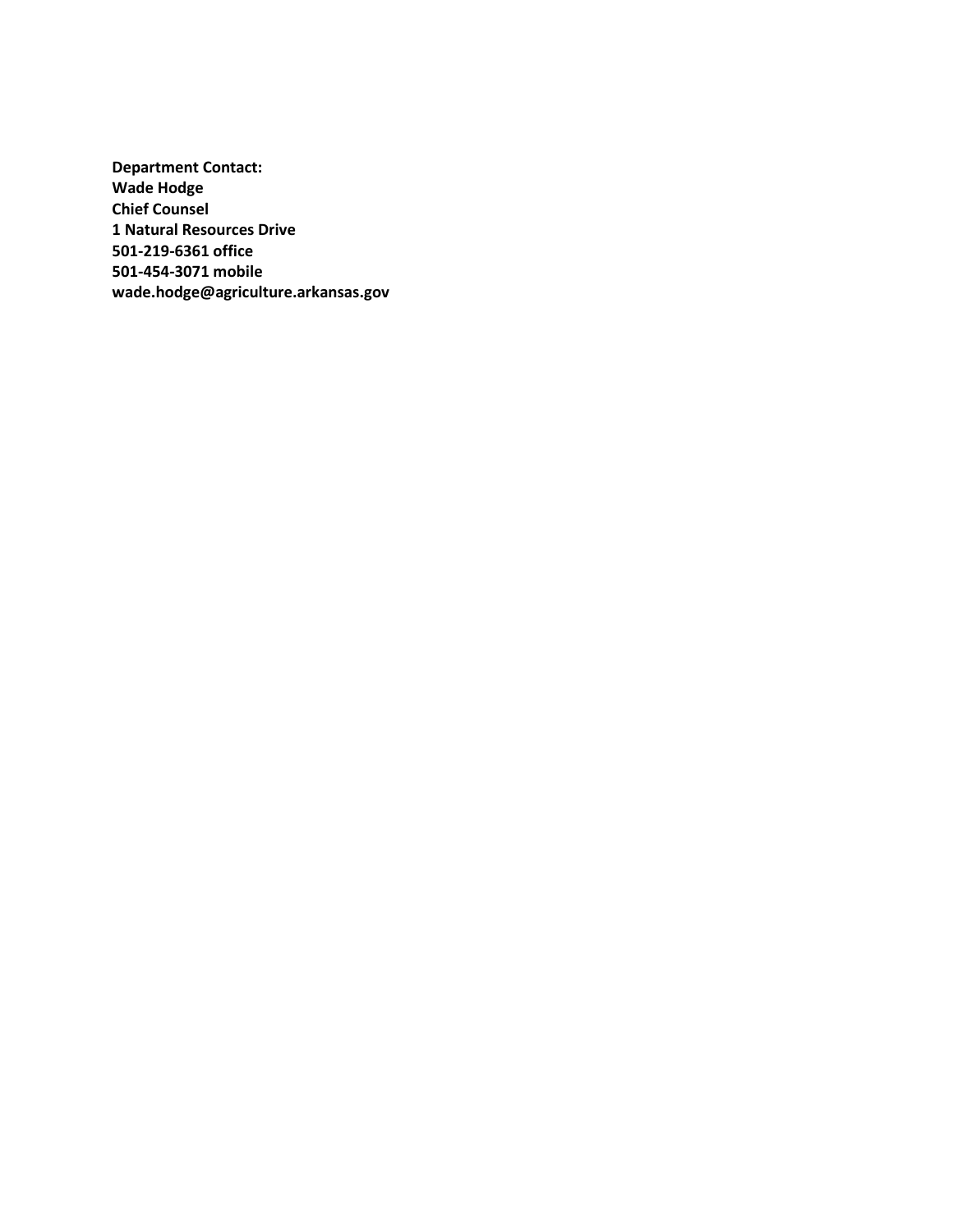**Department Contact:**
**Wade Hodge**
**Chief Counsel**
**1 Natural Resources Drive**
**501-219-6361 office**
**501-454-3071 mobile**
**wade.hodge@agriculture.arkansas.gov**